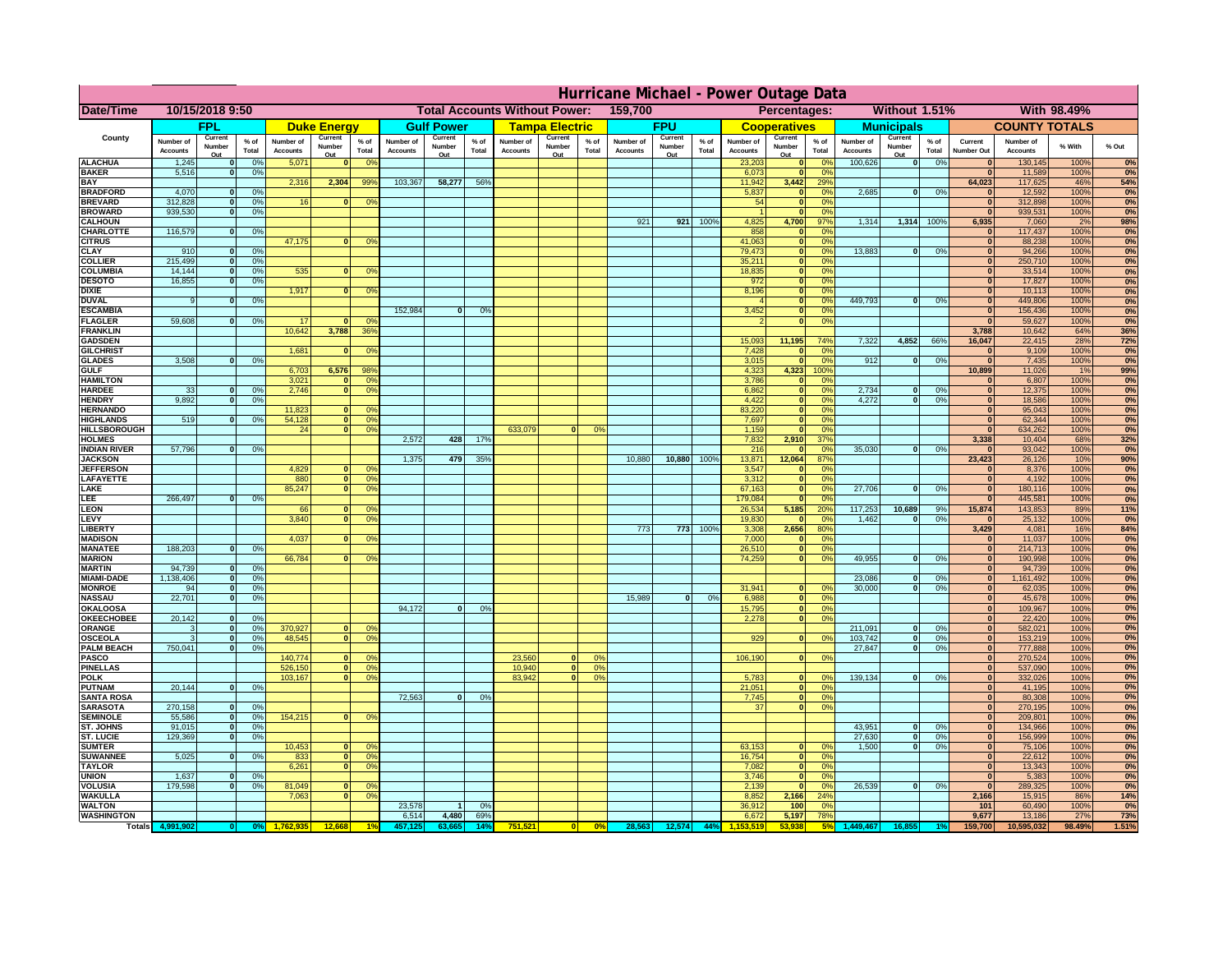# Hurricane Michael - Power Outage Data

| Date/Time | 10/15/2018 9:50 | | Total Accounts Without Power: | 159,700 | | Percentages: | Without 1.51% | With 98.49% |
|---|---|---|---|---|---|---|---|---|

| County | FPL | | | Duke Energy | | | Gulf Power | | | Tampa Electric | | | FPU | | | Cooperatives | | | Municipals | | | COUNTY TOTALS | | | |
|---|---|---|---|---|---|---|---|---|---|---|---|---|---|---|---|---|---|---|---|---|---|---|---|---|---|
| | Number of Accounts | Current Number Out | % of Total | Number of Accounts | Current Number Out | % of Total | Number of Accounts | Current Number Out | % of Total | Number of Accounts | Current Number Out | % of Total | Number of Accounts | Current Number Out | % of Total | Number of Accounts | Current Number Out | % of Total | Number of Accounts | Current Number Out | % of Total | Current Number Out | Number of Accounts | % With | % Out |
| ALACHUA | 1,245 | 0 | 0% | 5,071 | 0 | 0% | | | | | | | | | | 23,203 | 0 | 0% | 100,626 | 0 | 0% | 0 | 130,145 | 100% | 0% |
| BAKER | 5,516 | 0 | 0% | | | | | | | | | | | | | 6,073 | 0 | 0% | | | | 0 | 11,589 | 100% | 0% |
| BAY | | | | 2,316 | 2,304 | 99% | 103,367 | 58,277 | 56% | | | | | | | 11,942 | 3,442 | 29% | | | | 64,023 | 117,625 | 46% | 54% |
| BRADFORD | 4,070 | 0 | 0% | | | | | | | | | | | | | 5,837 | 0 | 0% | 2,685 | 0 | 0% | 0 | 12,592 | 100% | 0% |
| BREVARD | 312,828 | 0 | 0% | 16 | 0 | 0% | | | | | | | | | | 54 | 0 | 0% | | | | 0 | 312,898 | 100% | 0% |
| BROWARD | 939,530 | 0 | 0% | | | | | | | | | | | | | 1 | 0 | 0% | | | | 0 | 939,531 | 100% | 0% |
| CALHOUN | | | | | | | | | | | | | 921 | 921 | 100% | 4,825 | 4,700 | 97% | 1,314 | 1,314 | 100% | 6,935 | 7,060 | 2% | 98% |
| CHARLOTTE | 116,579 | 0 | 0% | | | | | | | | | | | | | 858 | 0 | 0% | | | | 0 | 117,437 | 100% | 0% |
| CITRUS | | | | 47,175 | 0 | 0% | | | | | | | | | | 41,063 | 0 | 0% | | | | 0 | 88,238 | 100% | 0% |
| CLAY | 910 | 0 | 0% | | | | | | | | | | | | | 79,473 | 0 | 0% | 13,883 | 0 | 0% | 0 | 94,266 | 100% | 0% |
| COLLIER | 215,499 | 0 | 0% | | | | | | | | | | | | | 35,211 | 0 | 0% | | | | 0 | 250,710 | 100% | 0% |
| COLUMBIA | 14,144 | 0 | 0% | 535 | 0 | 0% | | | | | | | | | | 18,835 | 0 | 0% | | | | 0 | 33,514 | 100% | 0% |
| DESOTO | 16,855 | 0 | 0% | | | | | | | | | | | | | 972 | 0 | 0% | | | | 0 | 17,827 | 100% | 0% |
| DIXIE | | | | 1,917 | 0 | 0% | | | | | | | | | | 8,196 | 0 | 0% | | | | 0 | 10,113 | 100% | 0% |
| DUVAL | 9 | 0 | 0% | | | | | | | | | | | | | 4 | 0 | 0% | 449,793 | 0 | 0% | 0 | 449,806 | 100% | 0% |
| ESCAMBIA | | | | | | | 152,984 | 0 | 0% | | | | | | | 3,452 | 0 | 0% | | | | 0 | 156,436 | 100% | 0% |
| FLAGLER | 59,608 | 0 | 0% | 17 | 0 | 0% | | | | | | | | | | 2 | 0 | 0% | | | | 0 | 59,627 | 100% | 0% |
| FRANKLIN | | | | 10,642 | 3,788 | 36% | | | | | | | | | | | | | | | | 3,788 | 10,642 | 64% | 36% |
| GADSDEN | | | | | | | | | | | | | | | | 15,093 | 11,195 | 74% | 7,322 | 4,852 | 66% | 16,047 | 22,415 | 28% | 72% |
| GILCHRIST | | | | 1,681 | 0 | 0% | | | | | | | | | | 7,428 | 0 | 0% | | | | 0 | 9,109 | 100% | 0% |
| GLADES | 3,508 | 0 | 0% | | | | | | | | | | | | | 3,015 | 0 | 0% | 912 | 0 | 0% | 0 | 7,435 | 100% | 0% |
| GULF | | | | 6,703 | 6,576 | 98% | | | | | | | | | | 4,323 | 4,323 | 100% | | | | 10,899 | 11,026 | 1% | 99% |
| HAMILTON | | | | 3,021 | 0 | 0% | | | | | | | | | | 3,786 | 0 | 0% | | | | 0 | 6,807 | 100% | 0% |
| HARDEE | 33 | 0 | 0% | 2,746 | 0 | 0% | | | | | | | | | | 6,862 | 0 | 0% | 2,734 | 0 | 0% | 0 | 12,375 | 100% | 0% |
| HENDRY | 9,892 | 0 | 0% | | | | | | | | | | | | | 4,422 | 0 | 0% | 4,272 | 0 | 0% | 0 | 18,586 | 100% | 0% |
| HERNANDO | | | | 11,823 | 0 | 0% | | | | | | | | | | 83,220 | 0 | 0% | | | | 0 | 95,043 | 100% | 0% |
| HIGHLANDS | 519 | 0 | 0% | 54,128 | 0 | 0% | | | | | | | | | | 7,697 | 0 | 0% | | | | 0 | 62,344 | 100% | 0% |
| HILLSBOROUGH | | | | 24 | 0 | 0% | | | | 633,079 | 0 | 0% | | | | 1,159 | 0 | 0% | | | | 0 | 634,262 | 100% | 0% |
| HOLMES | | | | | | | 2,572 | 428 | 17% | | | | | | | 7,832 | 2,910 | 37% | | | | 3,338 | 10,404 | 68% | 32% |
| INDIAN RIVER | 57,796 | 0 | 0% | | | | | | | | | | | | | 216 | 0 | 0% | 35,030 | 0 | 0% | 0 | 93,042 | 100% | 0% |
| JACKSON | | | | | | | 1,375 | 479 | 35% | | | | 10,880 | 10,880 | 100% | 13,871 | 12,064 | 87% | | | | 23,423 | 26,126 | 10% | 90% |
| JEFFERSON | | | | 4,829 | 0 | 0% | | | | | | | | | | 3,547 | 0 | 0% | | | | 0 | 8,376 | 100% | 0% |
| LAFAYETTE | | | | 880 | 0 | 0% | | | | | | | | | | 3,312 | 0 | 0% | | | | 0 | 4,192 | 100% | 0% |
| LAKE | | | | 85,247 | 0 | 0% | | | | | | | | | | 67,163 | 0 | 0% | 27,706 | 0 | 0% | 0 | 180,116 | 100% | 0% |
| LEE | 266,497 | 0 | 0% | | | | | | | | | | | | | 179,084 | 0 | 0% | | | | 0 | 445,581 | 100% | 0% |
| LEON | | | | 66 | 0 | 0% | | | | | | | | | | 26,534 | 5,185 | 20% | 117,253 | 10,689 | 9% | 15,874 | 143,853 | 89% | 11% |
| LEVY | | | | 3,840 | 0 | 0% | | | | | | | | | | 19,830 | 0 | 0% | 1,462 | 0 | 0% | 0 | 25,132 | 100% | 0% |
| LIBERTY | | | | | | | | | | | | | 773 | 773 | 100% | 3,308 | 2,656 | 80% | | | | 3,429 | 4,081 | 16% | 84% |
| MADISON | | | | 4,037 | 0 | 0% | | | | | | | | | | 7,000 | 0 | 0% | | | | 0 | 11,037 | 100% | 0% |
| MANATEE | 188,203 | 0 | 0% | | | | | | | | | | | | | 26,510 | 0 | 0% | | | | 0 | 214,713 | 100% | 0% |
| MARION | | | | 66,784 | 0 | 0% | | | | | | | | | | 74,259 | 0 | 0% | 49,955 | 0 | 0% | 0 | 190,998 | 100% | 0% |
| MARTIN | 94,739 | 0 | 0% | | | | | | | | | | | | | | | | | | | 0 | 94,739 | 100% | 0% |
| MIAMI-DADE | 1,138,406 | 0 | 0% | | | | | | | | | | | | | | | | 23,086 | 0 | 0% | 0 | 1,161,492 | 100% | 0% |
| MONROE | 94 | 0 | 0% | | | | | | | | | | | | | 31,941 | 0 | 0% | 30,000 | 0 | 0% | 0 | 62,035 | 100% | 0% |
| NASSAU | 22,701 | 0 | 0% | | | | | | | | | | 15,989 | 0 | 0% | 6,988 | 0 | 0% | | | | 0 | 45,678 | 100% | 0% |
| OKALOOSA | | | | | | | 94,172 | 0 | 0% | | | | | | | 15,795 | 0 | 0% | | | | 0 | 109,967 | 100% | 0% |
| OKEECHOBEE | 20,142 | 0 | 0% | | | | | | | | | | | | | 2,278 | 0 | 0% | | | | 0 | 22,420 | 100% | 0% |
| ORANGE | 3 | 0 | 0% | 370,927 | 0 | 0% | | | | | | | | | | | | | 211,091 | 0 | 0% | 0 | 582,021 | 100% | 0% |
| OSCEOLA | 3 | 0 | 0% | 48,545 | 0 | 0% | | | | | | | | | | 929 | 0 | 0% | 103,742 | 0 | 0% | 0 | 153,219 | 100% | 0% |
| PALM BEACH | 750,041 | 0 | 0% | | | | | | | | | | | | | | | | 27,847 | 0 | 0% | 0 | 777,888 | 100% | 0% |
| PASCO | | | | 140,774 | 0 | 0% | | | | 23,560 | 0 | 0% | | | | 106,190 | 0 | 0% | | | | 0 | 270,524 | 100% | 0% |
| PINELLAS | | | | 526,150 | 0 | 0% | | | | 10,940 | 0 | 0% | | | | | | | | | | 0 | 537,090 | 100% | 0% |
| POLK | | | | 103,167 | 0 | 0% | | | | 83,942 | 0 | 0% | | | | 5,783 | 0 | 0% | 139,134 | 0 | 0% | 0 | 332,026 | 100% | 0% |
| PUTNAM | 20,144 | 0 | 0% | | | | | | | | | | | | | 21,051 | 0 | 0% | | | | 0 | 41,195 | 100% | 0% |
| SANTA ROSA | | | | | | | 72,563 | 0 | 0% | | | | | | | 7,745 | 0 | 0% | | | | 0 | 80,308 | 100% | 0% |
| SARASOTA | 270,158 | 0 | 0% | | | | | | | | | | | | | 37 | 0 | 0% | | | | 0 | 270,195 | 100% | 0% |
| SEMINOLE | 55,586 | 0 | 0% | 154,215 | 0 | 0% | | | | | | | | | | | | | | | | 0 | 209,801 | 100% | 0% |
| ST. JOHNS | 91,015 | 0 | 0% | | | | | | | | | | | | | | | | 43,951 | 0 | 0% | 0 | 134,966 | 100% | 0% |
| ST. LUCIE | 129,369 | 0 | 0% | | | | | | | | | | | | | | | | 27,630 | 0 | 0% | 0 | 156,999 | 100% | 0% |
| SUMTER | | | | 10,453 | 0 | 0% | | | | | | | | | | 63,153 | 0 | 0% | 1,500 | 0 | 0% | 0 | 75,106 | 100% | 0% |
| SUWANNEE | 5,025 | 0 | 0% | 833 | 0 | 0% | | | | | | | | | | 16,754 | 0 | 0% | | | | 0 | 22,612 | 100% | 0% |
| TAYLOR | | | | 6,261 | 0 | 0% | | | | | | | | | | 7,082 | 0 | 0% | | | | 0 | 13,343 | 100% | 0% |
| UNION | 1,637 | 0 | 0% | | | | | | | | | | | | | 3,746 | 0 | 0% | | | | 0 | 5,383 | 100% | 0% |
| VOLUSIA | 179,598 | 0 | 0% | 81,049 | 0 | 0% | | | | | | | | | | 2,139 | 0 | 0% | 26,539 | 0 | 0% | 0 | 289,325 | 100% | 0% |
| WAKULLA | | | | 7,063 | 0 | 0% | | | | | | | | | | 8,852 | 2,166 | 24% | | | | 2,166 | 15,915 | 86% | 14% |
| WALTON | | | | | | | 23,578 | 1 | 0% | | | | | | | 36,912 | 100 | 0% | | | | 101 | 60,490 | 100% | 0% |
| WASHINGTON | | | | | | | 6,514 | 4,480 | 69% | | | | | | | 6,672 | 5,197 | 78% | | | | 9,677 | 13,186 | 27% | 73% |
| Totals | 4,991,902 | 0 | 0% | 1,762,935 | 12,668 | 1% | 457,125 | 63,665 | 14% | 751,521 | 0 | 0% | 28,563 | 12,574 | 44% | 1,153,519 | 53,938 | 5% | 1,449,467 | 16,855 | 1% | 159,700 | 10,595,032 | 98.49% | 1.51% |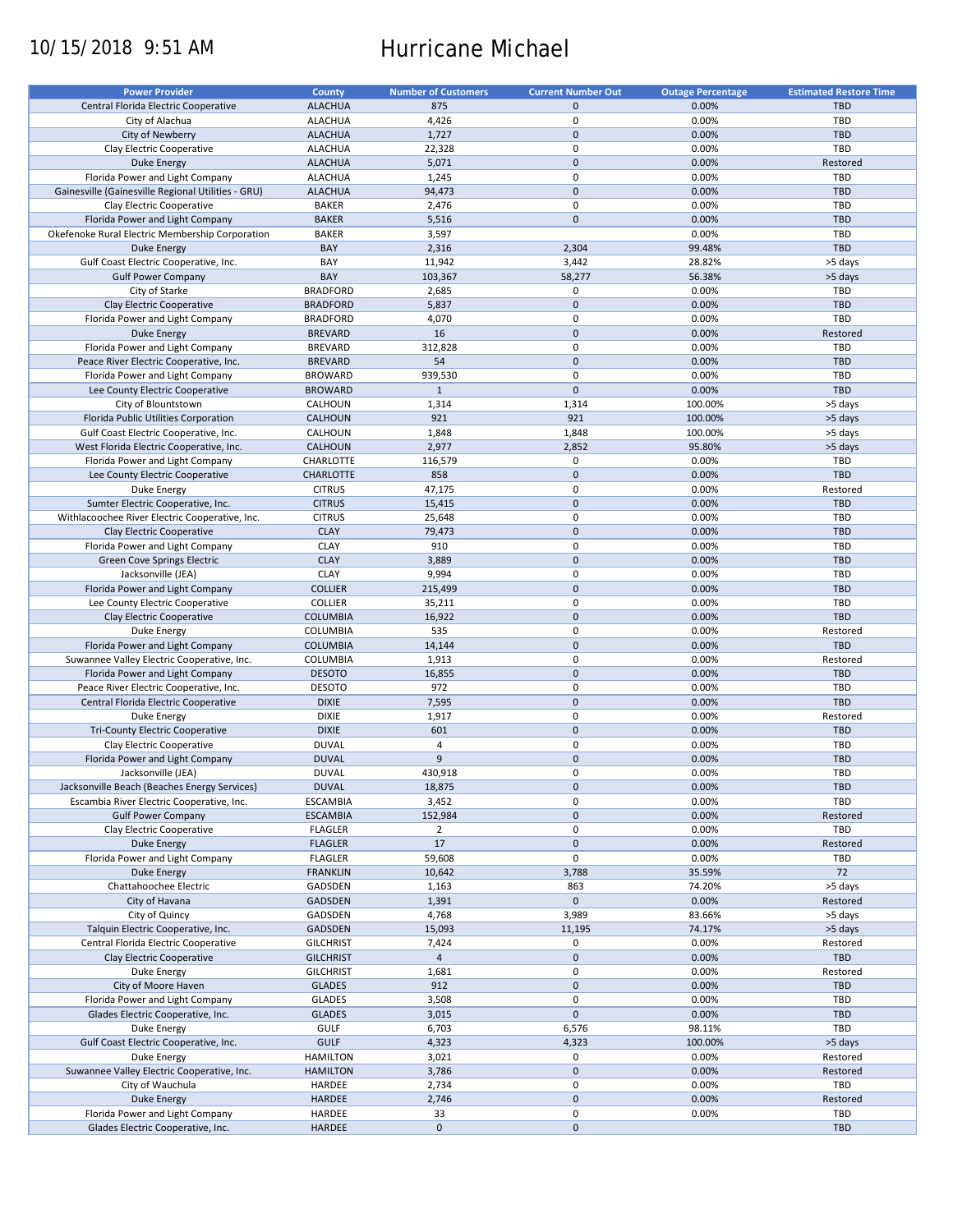10/15/2018 9:51 AM

# Hurricane Michael

| Power Provider | County | Number of Customers | Current Number Out | Outage Percentage | Estimated Restore Time |
|---|---|---|---|---|---|
| Central Florida Electric Cooperative | ALACHUA | 875 | 0 | 0.00% | TBD |
| City of Alachua | ALACHUA | 4,426 | 0 | 0.00% | TBD |
| City of Newberry | ALACHUA | 1,727 | 0 | 0.00% | TBD |
| Clay Electric Cooperative | ALACHUA | 22,328 | 0 | 0.00% | TBD |
| Duke Energy | ALACHUA | 5,071 | 0 | 0.00% | Restored |
| Florida Power and Light Company | ALACHUA | 1,245 | 0 | 0.00% | TBD |
| Gainesville (Gainesville Regional Utilities - GRU) | ALACHUA | 94,473 | 0 | 0.00% | TBD |
| Clay Electric Cooperative | BAKER | 2,476 | 0 | 0.00% | TBD |
| Florida Power and Light Company | BAKER | 5,516 | 0 | 0.00% | TBD |
| Okefenoke Rural Electric Membership Corporation | BAKER | 3,597 | | 0.00% | TBD |
| Duke Energy | BAY | 2,316 | 2,304 | 99.48% | TBD |
| Gulf Coast Electric Cooperative, Inc. | BAY | 11,942 | 3,442 | 28.82% | >5 days |
| Gulf Power Company | BAY | 103,367 | 58,277 | 56.38% | >5 days |
| City of Starke | BRADFORD | 2,685 | 0 | 0.00% | TBD |
| Clay Electric Cooperative | BRADFORD | 5,837 | 0 | 0.00% | TBD |
| Florida Power and Light Company | BRADFORD | 4,070 | 0 | 0.00% | TBD |
| Duke Energy | BREVARD | 16 | 0 | 0.00% | Restored |
| Florida Power and Light Company | BREVARD | 312,828 | 0 | 0.00% | TBD |
| Peace River Electric Cooperative, Inc. | BREVARD | 54 | 0 | 0.00% | TBD |
| Florida Power and Light Company | BROWARD | 939,530 | 0 | 0.00% | TBD |
| Lee County Electric Cooperative | BROWARD | 1 | 0 | 0.00% | TBD |
| City of Blountstown | CALHOUN | 1,314 | 1,314 | 100.00% | >5 days |
| Florida Public Utilities Corporation | CALHOUN | 921 | 921 | 100.00% | >5 days |
| Gulf Coast Electric Cooperative, Inc. | CALHOUN | 1,848 | 1,848 | 100.00% | >5 days |
| West Florida Electric Cooperative, Inc. | CALHOUN | 2,977 | 2,852 | 95.80% | >5 days |
| Florida Power and Light Company | CHARLOTTE | 116,579 | 0 | 0.00% | TBD |
| Lee County Electric Cooperative | CHARLOTTE | 858 | 0 | 0.00% | TBD |
| Duke Energy | CITRUS | 47,175 | 0 | 0.00% | Restored |
| Sumter Electric Cooperative, Inc. | CITRUS | 15,415 | 0 | 0.00% | TBD |
| Withlacoochee River Electric Cooperative, Inc. | CITRUS | 25,648 | 0 | 0.00% | TBD |
| Clay Electric Cooperative | CLAY | 79,473 | 0 | 0.00% | TBD |
| Florida Power and Light Company | CLAY | 910 | 0 | 0.00% | TBD |
| Green Cove Springs Electric | CLAY | 3,889 | 0 | 0.00% | TBD |
| Jacksonville (JEA) | CLAY | 9,994 | 0 | 0.00% | TBD |
| Florida Power and Light Company | COLLIER | 215,499 | 0 | 0.00% | TBD |
| Lee County Electric Cooperative | COLLIER | 35,211 | 0 | 0.00% | TBD |
| Clay Electric Cooperative | COLUMBIA | 16,922 | 0 | 0.00% | TBD |
| Duke Energy | COLUMBIA | 535 | 0 | 0.00% | Restored |
| Florida Power and Light Company | COLUMBIA | 14,144 | 0 | 0.00% | TBD |
| Suwannee Valley Electric Cooperative, Inc. | COLUMBIA | 1,913 | 0 | 0.00% | Restored |
| Florida Power and Light Company | DESOTO | 16,855 | 0 | 0.00% | TBD |
| Peace River Electric Cooperative, Inc. | DESOTO | 972 | 0 | 0.00% | TBD |
| Central Florida Electric Cooperative | DIXIE | 7,595 | 0 | 0.00% | TBD |
| Duke Energy | DIXIE | 1,917 | 0 | 0.00% | Restored |
| Tri-County Electric Cooperative | DIXIE | 601 | 0 | 0.00% | TBD |
| Clay Electric Cooperative | DUVAL | 4 | 0 | 0.00% | TBD |
| Florida Power and Light Company | DUVAL | 9 | 0 | 0.00% | TBD |
| Jacksonville (JEA) | DUVAL | 430,918 | 0 | 0.00% | TBD |
| Jacksonville Beach (Beaches Energy Services) | DUVAL | 18,875 | 0 | 0.00% | TBD |
| Escambia River Electric Cooperative, Inc. | ESCAMBIA | 3,452 | 0 | 0.00% | TBD |
| Gulf Power Company | ESCAMBIA | 152,984 | 0 | 0.00% | Restored |
| Clay Electric Cooperative | FLAGLER | 2 | 0 | 0.00% | TBD |
| Duke Energy | FLAGLER | 17 | 0 | 0.00% | Restored |
| Florida Power and Light Company | FLAGLER | 59,608 | 0 | 0.00% | TBD |
| Duke Energy | FRANKLIN | 10,642 | 3,788 | 35.59% | 72 |
| Chattahoochee Electric | GADSDEN | 1,163 | 863 | 74.20% | >5 days |
| City of Havana | GADSDEN | 1,391 | 0 | 0.00% | Restored |
| City of Quincy | GADSDEN | 4,768 | 3,989 | 83.66% | >5 days |
| Talquin Electric Cooperative, Inc. | GADSDEN | 15,093 | 11,195 | 74.17% | >5 days |
| Central Florida Electric Cooperative | GILCHRIST | 7,424 | 0 | 0.00% | Restored |
| Clay Electric Cooperative | GILCHRIST | 4 | 0 | 0.00% | TBD |
| Duke Energy | GILCHRIST | 1,681 | 0 | 0.00% | Restored |
| City of Moore Haven | GLADES | 912 | 0 | 0.00% | TBD |
| Florida Power and Light Company | GLADES | 3,508 | 0 | 0.00% | TBD |
| Glades Electric Cooperative, Inc. | GLADES | 3,015 | 0 | 0.00% | TBD |
| Duke Energy | GULF | 6,703 | 6,576 | 98.11% | TBD |
| Gulf Coast Electric Cooperative, Inc. | GULF | 4,323 | 4,323 | 100.00% | >5 days |
| Duke Energy | HAMILTON | 3,021 | 0 | 0.00% | Restored |
| Suwannee Valley Electric Cooperative, Inc. | HAMILTON | 3,786 | 0 | 0.00% | Restored |
| City of Wauchula | HARDEE | 2,734 | 0 | 0.00% | TBD |
| Duke Energy | HARDEE | 2,746 | 0 | 0.00% | Restored |
| Florida Power and Light Company | HARDEE | 33 | 0 | 0.00% | TBD |
| Glades Electric Cooperative, Inc. | HARDEE | 0 | 0 | | TBD |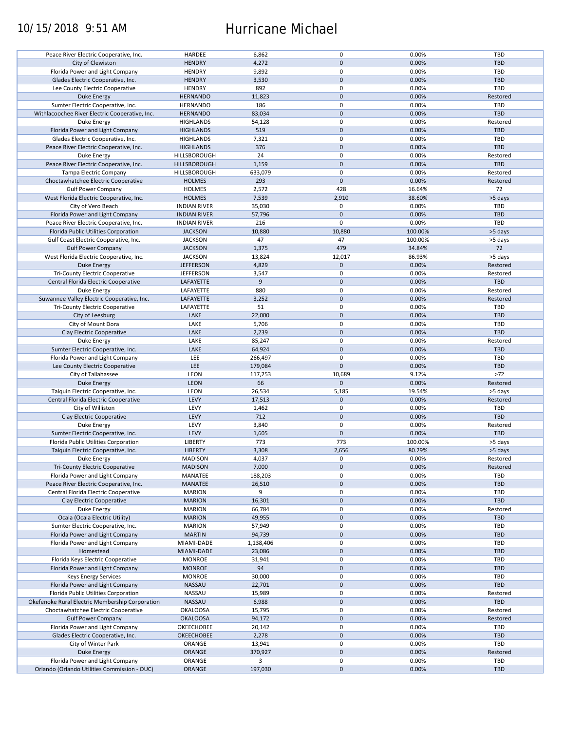10/15/2018 9:51 AM

# Hurricane Michael

| | | | | | |
|---|---|---|---|---|---|
| Peace River Electric Cooperative, Inc. | HARDEE | 6,862 | 0 | 0.00% | TBD |
| City of Clewiston | HENDRY | 4,272 | 0 | 0.00% | TBD |
| Florida Power and Light Company | HENDRY | 9,892 | 0 | 0.00% | TBD |
| Glades Electric Cooperative, Inc. | HENDRY | 3,530 | 0 | 0.00% | TBD |
| Lee County Electric Cooperative | HENDRY | 892 | 0 | 0.00% | TBD |
| Duke Energy | HERNANDO | 11,823 | 0 | 0.00% | Restored |
| Sumter Electric Cooperative, Inc. | HERNANDO | 186 | 0 | 0.00% | TBD |
| Withlacoochee River Electric Cooperative, Inc. | HERNANDO | 83,034 | 0 | 0.00% | TBD |
| Duke Energy | HIGHLANDS | 54,128 | 0 | 0.00% | Restored |
| Florida Power and Light Company | HIGHLANDS | 519 | 0 | 0.00% | TBD |
| Glades Electric Cooperative, Inc. | HIGHLANDS | 7,321 | 0 | 0.00% | TBD |
| Peace River Electric Cooperative, Inc. | HIGHLANDS | 376 | 0 | 0.00% | TBD |
| Duke Energy | HILLSBOROUGH | 24 | 0 | 0.00% | Restored |
| Peace River Electric Cooperative, Inc. | HILLSBOROUGH | 1,159 | 0 | 0.00% | TBD |
| Tampa Electric Company | HILLSBOROUGH | 633,079 | 0 | 0.00% | Restored |
| Choctawhatchee Electric Cooperative | HOLMES | 293 | 0 | 0.00% | Restored |
| Gulf Power Company | HOLMES | 2,572 | 428 | 16.64% | 72 |
| West Florida Electric Cooperative, Inc. | HOLMES | 7,539 | 2,910 | 38.60% | >5 days |
| City of Vero Beach | INDIAN RIVER | 35,030 | 0 | 0.00% | TBD |
| Florida Power and Light Company | INDIAN RIVER | 57,796 | 0 | 0.00% | TBD |
| Peace River Electric Cooperative, Inc. | INDIAN RIVER | 216 | 0 | 0.00% | TBD |
| Florida Public Utilities Corporation | JACKSON | 10,880 | 10,880 | 100.00% | >5 days |
| Gulf Coast Electric Cooperative, Inc. | JACKSON | 47 | 47 | 100.00% | >5 days |
| Gulf Power Company | JACKSON | 1,375 | 479 | 34.84% | 72 |
| West Florida Electric Cooperative, Inc. | JACKSON | 13,824 | 12,017 | 86.93% | >5 days |
| Duke Energy | JEFFERSON | 4,829 | 0 | 0.00% | Restored |
| Tri-County Electric Cooperative | JEFFERSON | 3,547 | 0 | 0.00% | Restored |
| Central Florida Electric Cooperative | LAFAYETTE | 9 | 0 | 0.00% | TBD |
| Duke Energy | LAFAYETTE | 880 | 0 | 0.00% | Restored |
| Suwannee Valley Electric Cooperative, Inc. | LAFAYETTE | 3,252 | 0 | 0.00% | Restored |
| Tri-County Electric Cooperative | LAFAYETTE | 51 | 0 | 0.00% | TBD |
| City of Leesburg | LAKE | 22,000 | 0 | 0.00% | TBD |
| City of Mount Dora | LAKE | 5,706 | 0 | 0.00% | TBD |
| Clay Electric Cooperative | LAKE | 2,239 | 0 | 0.00% | TBD |
| Duke Energy | LAKE | 85,247 | 0 | 0.00% | Restored |
| Sumter Electric Cooperative, Inc. | LAKE | 64,924 | 0 | 0.00% | TBD |
| Florida Power and Light Company | LEE | 266,497 | 0 | 0.00% | TBD |
| Lee County Electric Cooperative | LEE | 179,084 | 0 | 0.00% | TBD |
| City of Tallahassee | LEON | 117,253 | 10,689 | 9.12% | >72 |
| Duke Energy | LEON | 66 | 0 | 0.00% | Restored |
| Talquin Electric Cooperative, Inc. | LEON | 26,534 | 5,185 | 19.54% | >5 days |
| Central Florida Electric Cooperative | LEVY | 17,513 | 0 | 0.00% | Restored |
| City of Williston | LEVY | 1,462 | 0 | 0.00% | TBD |
| Clay Electric Cooperative | LEVY | 712 | 0 | 0.00% | TBD |
| Duke Energy | LEVY | 3,840 | 0 | 0.00% | Restored |
| Sumter Electric Cooperative, Inc. | LEVY | 1,605 | 0 | 0.00% | TBD |
| Florida Public Utilities Corporation | LIBERTY | 773 | 773 | 100.00% | >5 days |
| Talquin Electric Cooperative, Inc. | LIBERTY | 3,308 | 2,656 | 80.29% | >5 days |
| Duke Energy | MADISON | 4,037 | 0 | 0.00% | Restored |
| Tri-County Electric Cooperative | MADISON | 7,000 | 0 | 0.00% | Restored |
| Florida Power and Light Company | MANATEE | 188,203 | 0 | 0.00% | TBD |
| Peace River Electric Cooperative, Inc. | MANATEE | 26,510 | 0 | 0.00% | TBD |
| Central Florida Electric Cooperative | MARION | 9 | 0 | 0.00% | TBD |
| Clay Electric Cooperative | MARION | 16,301 | 0 | 0.00% | TBD |
| Duke Energy | MARION | 66,784 | 0 | 0.00% | Restored |
| Ocala (Ocala Electric Utility) | MARION | 49,955 | 0 | 0.00% | TBD |
| Sumter Electric Cooperative, Inc. | MARION | 57,949 | 0 | 0.00% | TBD |
| Florida Power and Light Company | MARTIN | 94,739 | 0 | 0.00% | TBD |
| Florida Power and Light Company | MIAMI-DADE | 1,138,406 | 0 | 0.00% | TBD |
| Homestead | MIAMI-DADE | 23,086 | 0 | 0.00% | TBD |
| Florida Keys Electric Cooperative | MONROE | 31,941 | 0 | 0.00% | TBD |
| Florida Power and Light Company | MONROE | 94 | 0 | 0.00% | TBD |
| Keys Energy Services | MONROE | 30,000 | 0 | 0.00% | TBD |
| Florida Power and Light Company | NASSAU | 22,701 | 0 | 0.00% | TBD |
| Florida Public Utilities Corporation | NASSAU | 15,989 | 0 | 0.00% | Restored |
| Okefenoke Rural Electric Membership Corporation | NASSAU | 6,988 | 0 | 0.00% | TBD |
| Choctawhatchee Electric Cooperative | OKALOOSA | 15,795 | 0 | 0.00% | Restored |
| Gulf Power Company | OKALOOSA | 94,172 | 0 | 0.00% | Restored |
| Florida Power and Light Company | OKEECHOBEE | 20,142 | 0 | 0.00% | TBD |
| Glades Electric Cooperative, Inc. | OKEECHOBEE | 2,278 | 0 | 0.00% | TBD |
| City of Winter Park | ORANGE | 13,941 | 0 | 0.00% | TBD |
| Duke Energy | ORANGE | 370,927 | 0 | 0.00% | Restored |
| Florida Power and Light Company | ORANGE | 3 | 0 | 0.00% | TBD |
| Orlando (Orlando Utilities Commission - OUC) | ORANGE | 197,030 | 0 | 0.00% | TBD |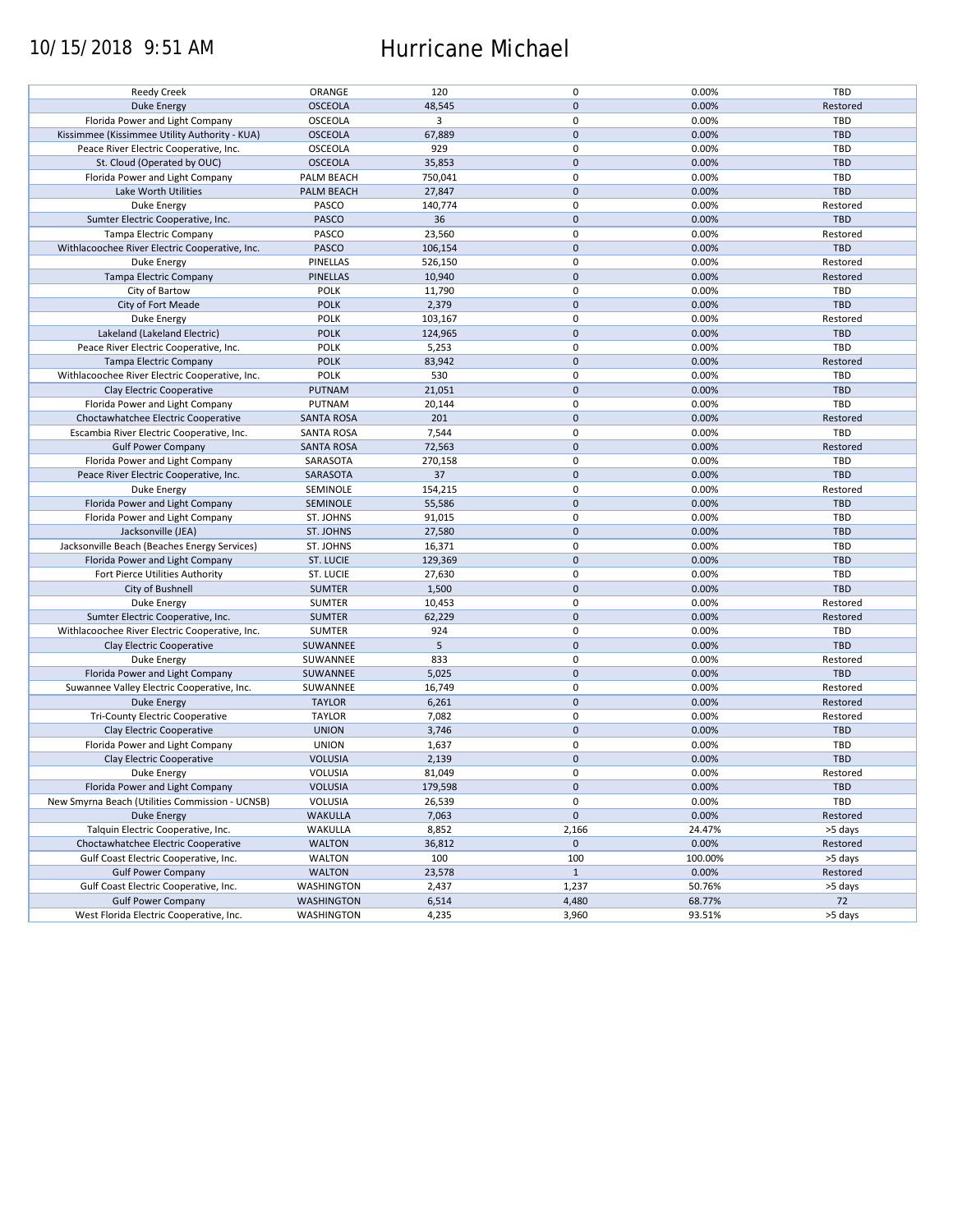10/15/2018 9:51 AM Hurricane Michael

| | | | | | |
|---|---|---|---|---|---|
| Reedy Creek | ORANGE | 120 | 0 | 0.00% | TBD |
| Duke Energy | OSCEOLA | 48,545 | 0 | 0.00% | Restored |
| Florida Power and Light Company | OSCEOLA | 3 | 0 | 0.00% | TBD |
| Kissimmee (Kissimmee Utility Authority - KUA) | OSCEOLA | 67,889 | 0 | 0.00% | TBD |
| Peace River Electric Cooperative, Inc. | OSCEOLA | 929 | 0 | 0.00% | TBD |
| St. Cloud (Operated by OUC) | OSCEOLA | 35,853 | 0 | 0.00% | TBD |
| Florida Power and Light Company | PALM BEACH | 750,041 | 0 | 0.00% | TBD |
| Lake Worth Utilities | PALM BEACH | 27,847 | 0 | 0.00% | TBD |
| Duke Energy | PASCO | 140,774 | 0 | 0.00% | Restored |
| Sumter Electric Cooperative, Inc. | PASCO | 36 | 0 | 0.00% | TBD |
| Tampa Electric Company | PASCO | 23,560 | 0 | 0.00% | Restored |
| Withlacoochee River Electric Cooperative, Inc. | PASCO | 106,154 | 0 | 0.00% | TBD |
| Duke Energy | PINELLAS | 526,150 | 0 | 0.00% | Restored |
| Tampa Electric Company | PINELLAS | 10,940 | 0 | 0.00% | Restored |
| City of Bartow | POLK | 11,790 | 0 | 0.00% | TBD |
| City of Fort Meade | POLK | 2,379 | 0 | 0.00% | TBD |
| Duke Energy | POLK | 103,167 | 0 | 0.00% | Restored |
| Lakeland (Lakeland Electric) | POLK | 124,965 | 0 | 0.00% | TBD |
| Peace River Electric Cooperative, Inc. | POLK | 5,253 | 0 | 0.00% | TBD |
| Tampa Electric Company | POLK | 83,942 | 0 | 0.00% | Restored |
| Withlacoochee River Electric Cooperative, Inc. | POLK | 530 | 0 | 0.00% | TBD |
| Clay Electric Cooperative | PUTNAM | 21,051 | 0 | 0.00% | TBD |
| Florida Power and Light Company | PUTNAM | 20,144 | 0 | 0.00% | TBD |
| Choctawhatchee Electric Cooperative | SANTA ROSA | 201 | 0 | 0.00% | Restored |
| Escambia River Electric Cooperative, Inc. | SANTA ROSA | 7,544 | 0 | 0.00% | TBD |
| Gulf Power Company | SANTA ROSA | 72,563 | 0 | 0.00% | Restored |
| Florida Power and Light Company | SARASOTA | 270,158 | 0 | 0.00% | TBD |
| Peace River Electric Cooperative, Inc. | SARASOTA | 37 | 0 | 0.00% | TBD |
| Duke Energy | SEMINOLE | 154,215 | 0 | 0.00% | Restored |
| Florida Power and Light Company | SEMINOLE | 55,586 | 0 | 0.00% | TBD |
| Florida Power and Light Company | ST. JOHNS | 91,015 | 0 | 0.00% | TBD |
| Jacksonville (JEA) | ST. JOHNS | 27,580 | 0 | 0.00% | TBD |
| Jacksonville Beach (Beaches Energy Services) | ST. JOHNS | 16,371 | 0 | 0.00% | TBD |
| Florida Power and Light Company | ST. LUCIE | 129,369 | 0 | 0.00% | TBD |
| Fort Pierce Utilities Authority | ST. LUCIE | 27,630 | 0 | 0.00% | TBD |
| City of Bushnell | SUMTER | 1,500 | 0 | 0.00% | TBD |
| Duke Energy | SUMTER | 10,453 | 0 | 0.00% | Restored |
| Sumter Electric Cooperative, Inc. | SUMTER | 62,229 | 0 | 0.00% | Restored |
| Withlacoochee River Electric Cooperative, Inc. | SUMTER | 924 | 0 | 0.00% | TBD |
| Clay Electric Cooperative | SUWANNEE | 5 | 0 | 0.00% | TBD |
| Duke Energy | SUWANNEE | 833 | 0 | 0.00% | Restored |
| Florida Power and Light Company | SUWANNEE | 5,025 | 0 | 0.00% | TBD |
| Suwannee Valley Electric Cooperative, Inc. | SUWANNEE | 16,749 | 0 | 0.00% | Restored |
| Duke Energy | TAYLOR | 6,261 | 0 | 0.00% | Restored |
| Tri-County Electric Cooperative | TAYLOR | 7,082 | 0 | 0.00% | Restored |
| Clay Electric Cooperative | UNION | 3,746 | 0 | 0.00% | TBD |
| Florida Power and Light Company | UNION | 1,637 | 0 | 0.00% | TBD |
| Clay Electric Cooperative | VOLUSIA | 2,139 | 0 | 0.00% | TBD |
| Duke Energy | VOLUSIA | 81,049 | 0 | 0.00% | Restored |
| Florida Power and Light Company | VOLUSIA | 179,598 | 0 | 0.00% | TBD |
| New Smyrna Beach (Utilities Commission - UCNSB) | VOLUSIA | 26,539 | 0 | 0.00% | TBD |
| Duke Energy | WAKULLA | 7,063 | 0 | 0.00% | Restored |
| Talquin Electric Cooperative, Inc. | WAKULLA | 8,852 | 2,166 | 24.47% | >5 days |
| Choctawhatchee Electric Cooperative | WALTON | 36,812 | 0 | 0.00% | Restored |
| Gulf Coast Electric Cooperative, Inc. | WALTON | 100 | 100 | 100.00% | >5 days |
| Gulf Power Company | WALTON | 23,578 | 1 | 0.00% | Restored |
| Gulf Coast Electric Cooperative, Inc. | WASHINGTON | 2,437 | 1,237 | 50.76% | >5 days |
| Gulf Power Company | WASHINGTON | 6,514 | 4,480 | 68.77% | 72 |
| West Florida Electric Cooperative, Inc. | WASHINGTON | 4,235 | 3,960 | 93.51% | >5 days |